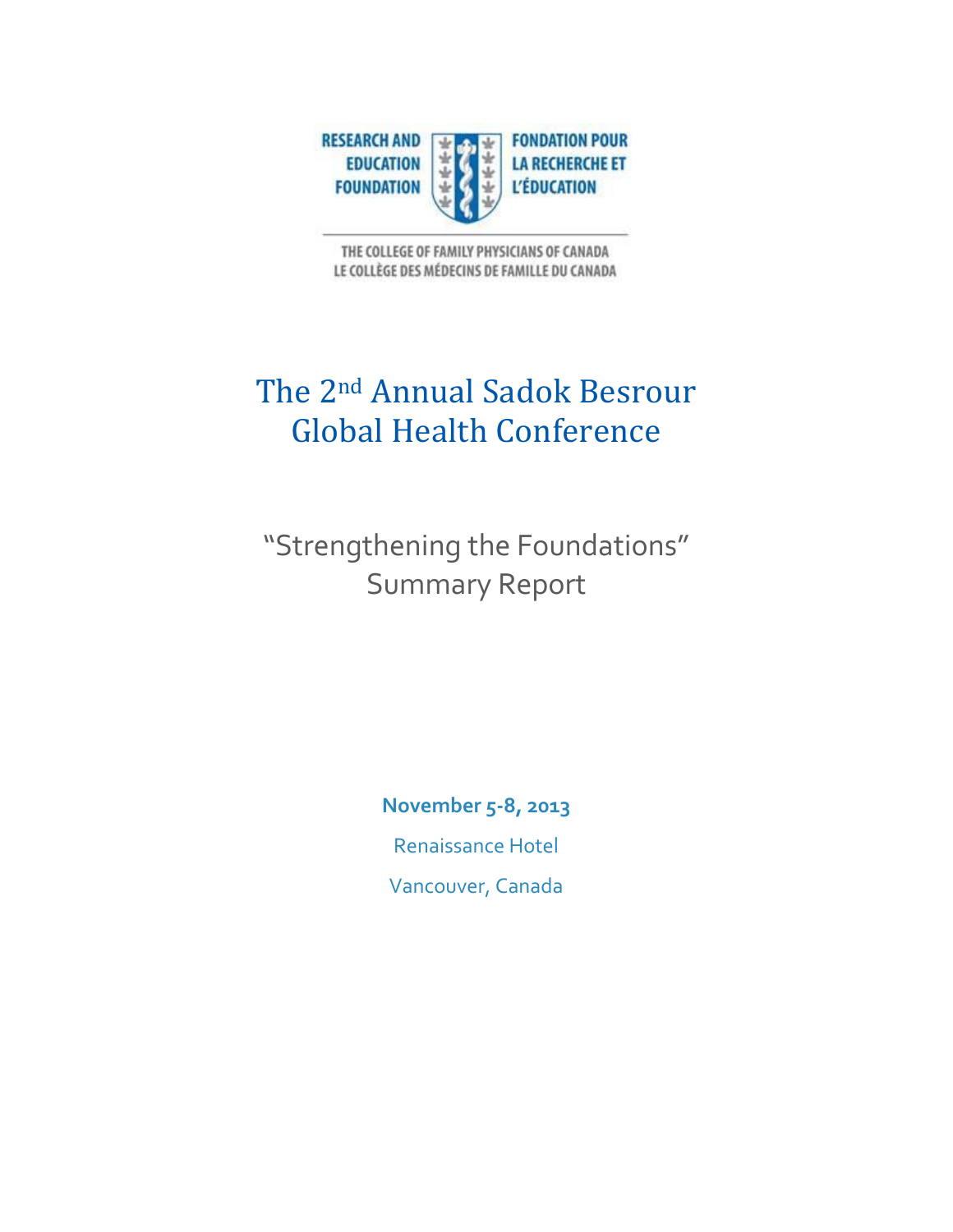RESEARCH AND EDUCATION FOUNDATION

FONDATION POUR LA RECHERCHE ET L'ÉDUCATION

THE COLLEGE OF FAMILY PHYSICIANS OF CANADA
LE COLLÈGE DES MÉDECINS DE FAMILLE DU CANADA

# The 2nd Annual Sadok Besrour Global Health Conference

## "Strengthening the Foundations" Summary Report

**November 5-8, 2013**

Renaissance Hotel

Vancouver, Canada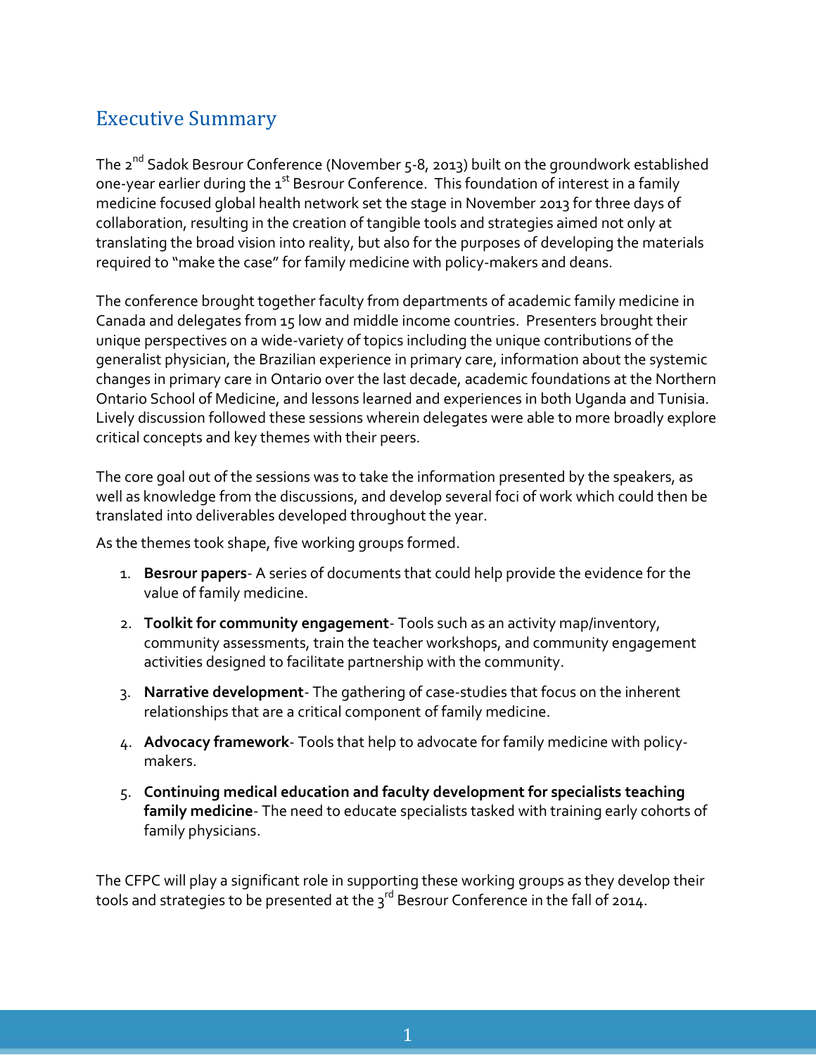## Executive Summary

The 2nd Sadok Besrour Conference (November 5-8, 2013) built on the groundwork established one-year earlier during the 1st Besrour Conference. This foundation of interest in a family medicine focused global health network set the stage in November 2013 for three days of collaboration, resulting in the creation of tangible tools and strategies aimed not only at translating the broad vision into reality, but also for the purposes of developing the materials required to "make the case" for family medicine with policy-makers and deans.

The conference brought together faculty from departments of academic family medicine in Canada and delegates from 15 low and middle income countries. Presenters brought their unique perspectives on a wide-variety of topics including the unique contributions of the generalist physician, the Brazilian experience in primary care, information about the systemic changes in primary care in Ontario over the last decade, academic foundations at the Northern Ontario School of Medicine, and lessons learned and experiences in both Uganda and Tunisia. Lively discussion followed these sessions wherein delegates were able to more broadly explore critical concepts and key themes with their peers.

The core goal out of the sessions was to take the information presented by the speakers, as well as knowledge from the discussions, and develop several foci of work which could then be translated into deliverables developed throughout the year.

As the themes took shape, five working groups formed.

1. **Besrour papers**- A series of documents that could help provide the evidence for the value of family medicine.
2. **Toolkit for community engagement**- Tools such as an activity map/inventory, community assessments, train the teacher workshops, and community engagement activities designed to facilitate partnership with the community.
3. **Narrative development**- The gathering of case-studies that focus on the inherent relationships that are a critical component of family medicine.
4. **Advocacy framework**- Tools that help to advocate for family medicine with policy-makers.
5. **Continuing medical education and faculty development for specialists teaching family medicine**- The need to educate specialists tasked with training early cohorts of family physicians.

The CFPC will play a significant role in supporting these working groups as they develop their tools and strategies to be presented at the 3rd Besrour Conference in the fall of 2014.